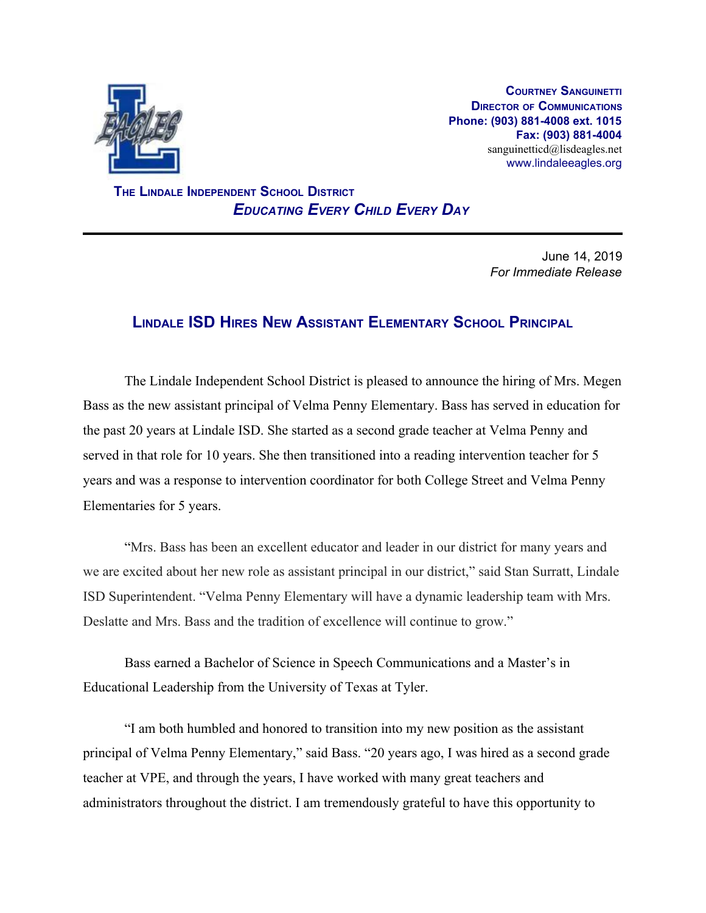**Courtney Sanguinetti**
**Director of Communications**
**Phone: (903) 881-4008 ext. 1015**
**Fax: (903) 881-4004**
sanguinetticd@lisdeagles.net
www.lindaleeagles.org

**The Lindale Independent School District**
***Educating Every Child Every Day***

---

June 14, 2019
*For Immediate Release*

## Lindale ISD Hires New Assistant Elementary School Principal

The Lindale Independent School District is pleased to announce the hiring of Mrs. Megen Bass as the new assistant principal of Velma Penny Elementary. Bass has served in education for the past 20 years at Lindale ISD. She started as a second grade teacher at Velma Penny and served in that role for 10 years. She then transitioned into a reading intervention teacher for 5 years and was a response to intervention coordinator for both College Street and Velma Penny Elementaries for 5 years.

"Mrs. Bass has been an excellent educator and leader in our district for many years and we are excited about her new role as assistant principal in our district," said Stan Surratt, Lindale ISD Superintendent. "Velma Penny Elementary will have a dynamic leadership team with Mrs. Deslatte and Mrs. Bass and the tradition of excellence will continue to grow."

Bass earned a Bachelor of Science in Speech Communications and a Master's in Educational Leadership from the University of Texas at Tyler.

"I am both humbled and honored to transition into my new position as the assistant principal of Velma Penny Elementary," said Bass. "20 years ago, I was hired as a second grade teacher at VPE, and through the years, I have worked with many great teachers and administrators throughout the district. I am tremendously grateful to have this opportunity to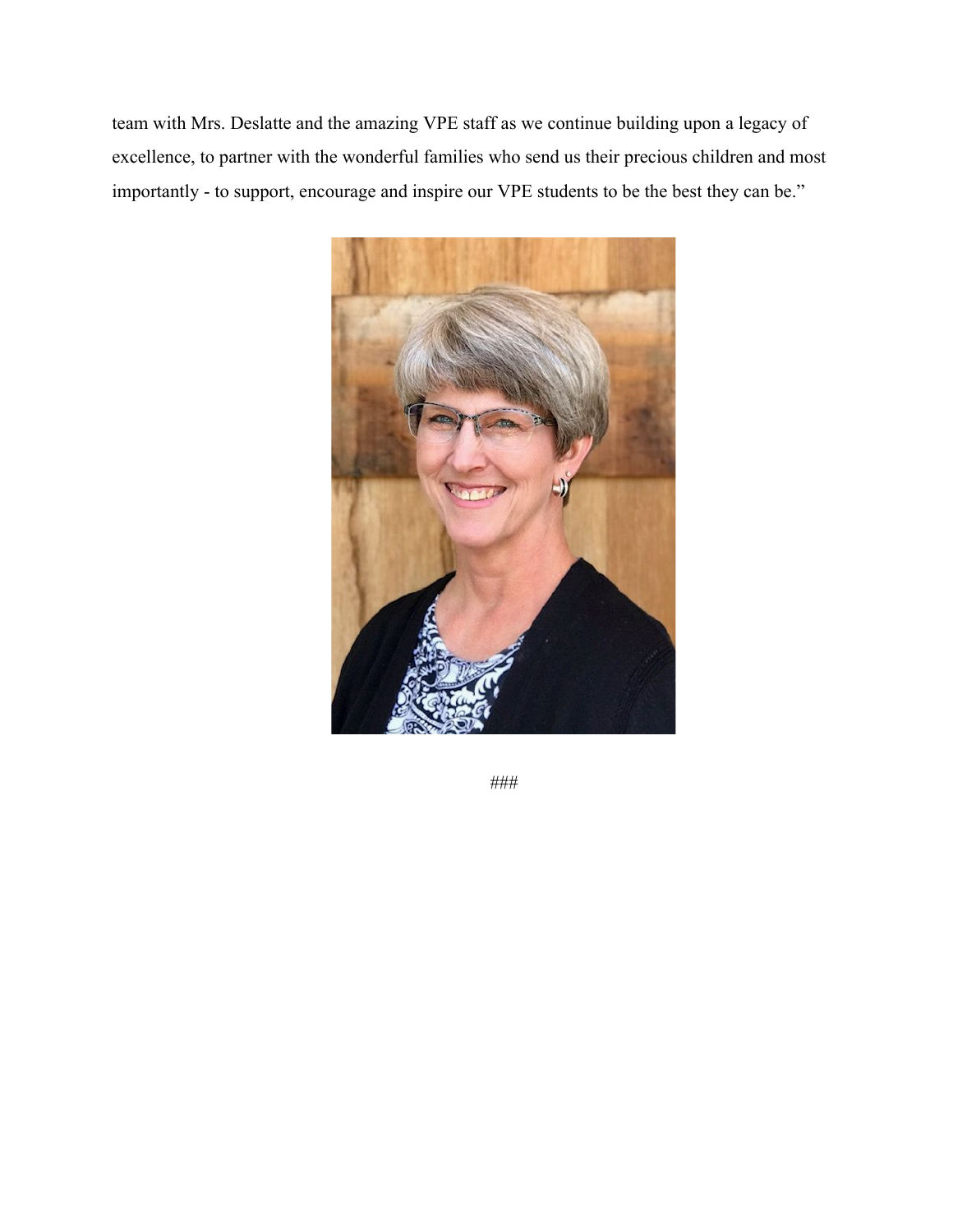team with Mrs. Deslatte and the amazing VPE staff as we continue building upon a legacy of excellence, to partner with the wonderful families who send us their precious children and most importantly - to support, encourage and inspire our VPE students to be the best they can be."

###